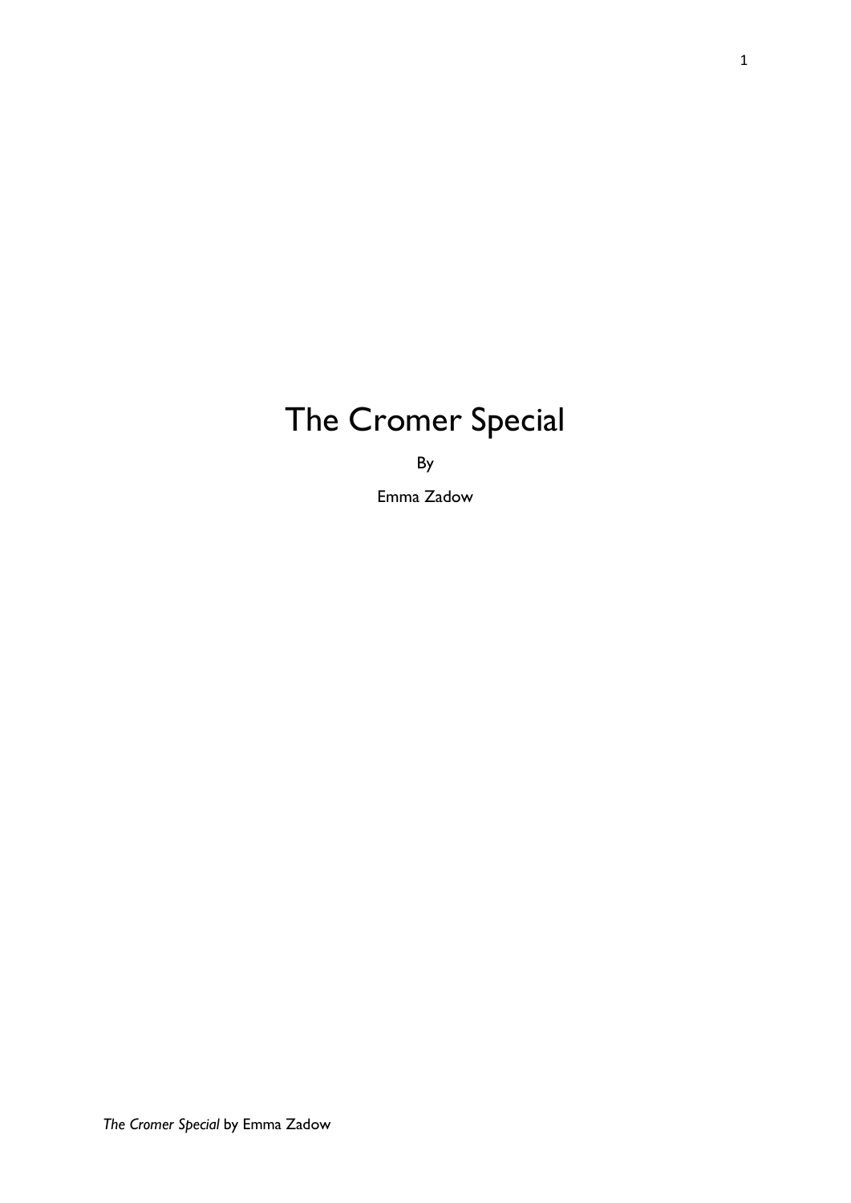# The Cromer Special

By

Emma Zadow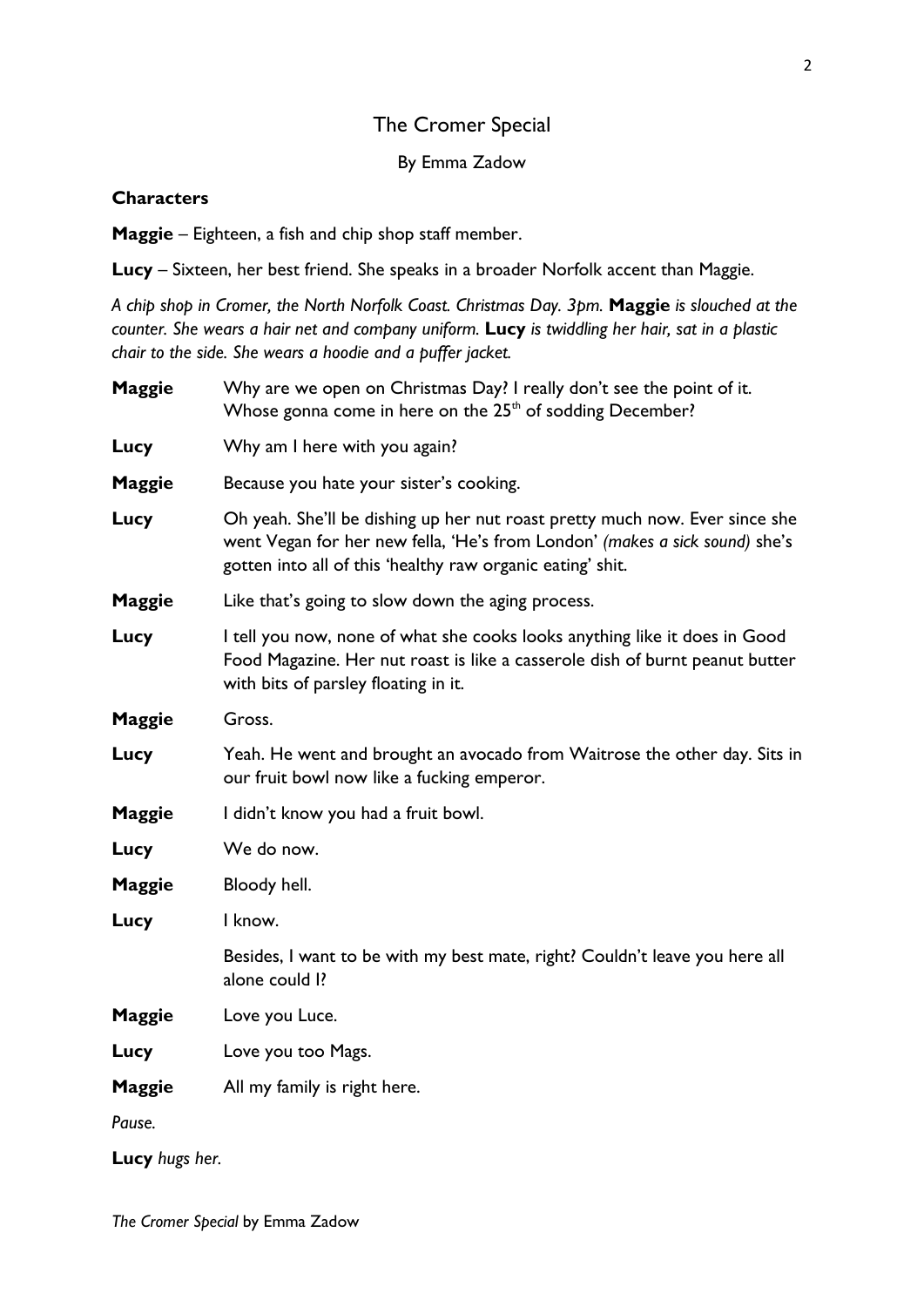# The Cromer Special

By Emma Zadow

**Characters**

**Maggie** – Eighteen, a fish and chip shop staff member.

**Lucy** – Sixteen, her best friend. She speaks in a broader Norfolk accent than Maggie.

*A chip shop in Cromer, the North Norfolk Coast. Christmas Day. 3pm.* ***Maggie*** *is slouched at the counter. She wears a hair net and company uniform.* ***Lucy*** *is twiddling her hair, sat in a plastic chair to the side. She wears a hoodie and a puffer jacket.*

**Maggie** Why are we open on Christmas Day? I really don't see the point of it. Whose gonna come in here on the 25th of sodding December?

**Lucy** Why am I here with you again?

**Maggie** Because you hate your sister's cooking.

**Lucy** Oh yeah. She'll be dishing up her nut roast pretty much now. Ever since she went Vegan for her new fella, 'He's from London' *(makes a sick sound)* she's gotten into all of this 'healthy raw organic eating' shit.

**Maggie** Like that's going to slow down the aging process.

**Lucy** I tell you now, none of what she cooks looks anything like it does in Good Food Magazine. Her nut roast is like a casserole dish of burnt peanut butter with bits of parsley floating in it.

**Maggie** Gross.

**Lucy** Yeah. He went and brought an avocado from Waitrose the other day. Sits in our fruit bowl now like a fucking emperor.

**Maggie** I didn't know you had a fruit bowl.

**Lucy** We do now.

**Maggie** Bloody hell.

**Lucy** I know.

Besides, I want to be with my best mate, right? Couldn't leave you here all alone could I?

**Maggie** Love you Luce.

**Lucy** Love you too Mags.

**Maggie** All my family is right here.

*Pause.*

**Lucy** *hugs her.*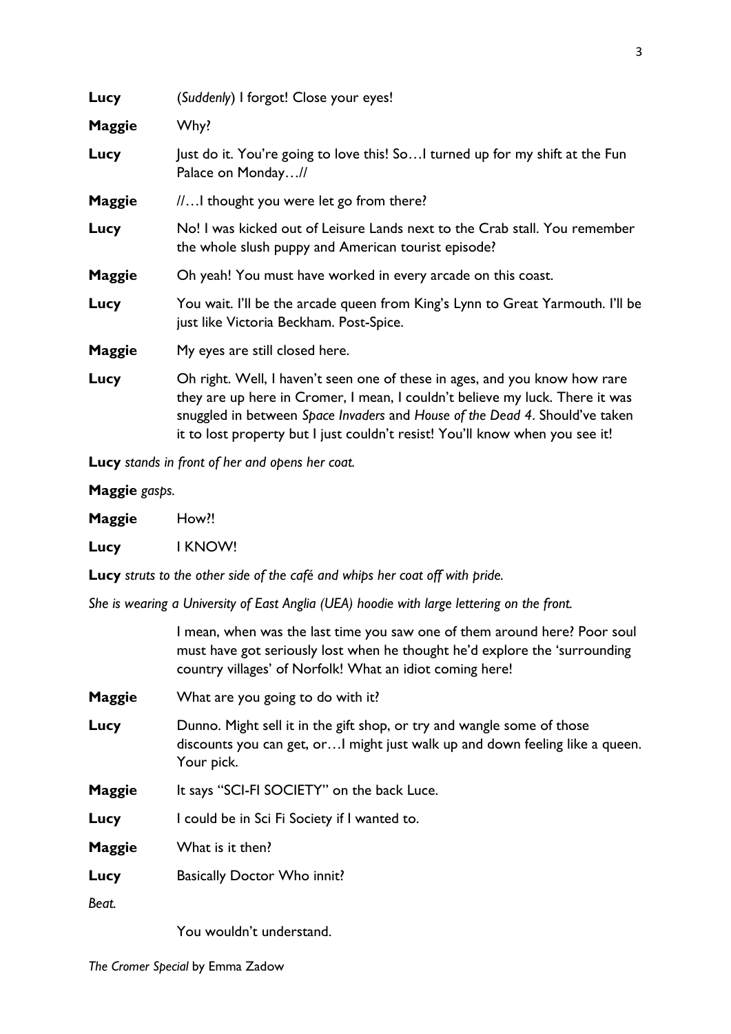**Lucy** (*Suddenly*) I forgot! Close your eyes!

**Maggie** Why?

**Lucy** Just do it. You're going to love this! So…I turned up for my shift at the Fun Palace on Monday…//

**Maggie** //…I thought you were let go from there?

**Lucy** No! I was kicked out of Leisure Lands next to the Crab stall. You remember the whole slush puppy and American tourist episode?

**Maggie** Oh yeah! You must have worked in every arcade on this coast.

**Lucy** You wait. I'll be the arcade queen from King's Lynn to Great Yarmouth. I'll be just like Victoria Beckham. Post-Spice.

**Maggie** My eyes are still closed here.

**Lucy** Oh right. Well, I haven't seen one of these in ages, and you know how rare they are up here in Cromer, I mean, I couldn't believe my luck. There it was snuggled in between *Space Invaders* and *House of the Dead 4*. Should've taken it to lost property but I just couldn't resist! You'll know when you see it!

**Lucy** *stands in front of her and opens her coat.*

**Maggie** *gasps.*

**Maggie** How?!

**Lucy** I KNOW!

**Lucy** *struts to the other side of the café and whips her coat off with pride.*

*She is wearing a University of East Anglia (UEA) hoodie with large lettering on the front.*

I mean, when was the last time you saw one of them around here? Poor soul must have got seriously lost when he thought he'd explore the 'surrounding country villages' of Norfolk! What an idiot coming here!

**Maggie** What are you going to do with it?

**Lucy** Dunno. Might sell it in the gift shop, or try and wangle some of those discounts you can get, or…I might just walk up and down feeling like a queen. Your pick.

**Maggie** It says "SCI-FI SOCIETY" on the back Luce.

**Lucy** I could be in Sci Fi Society if I wanted to.

**Maggie** What is it then?

**Lucy** Basically Doctor Who innit?

*Beat.*

You wouldn't understand.

*The Cromer Special* by Emma Zadow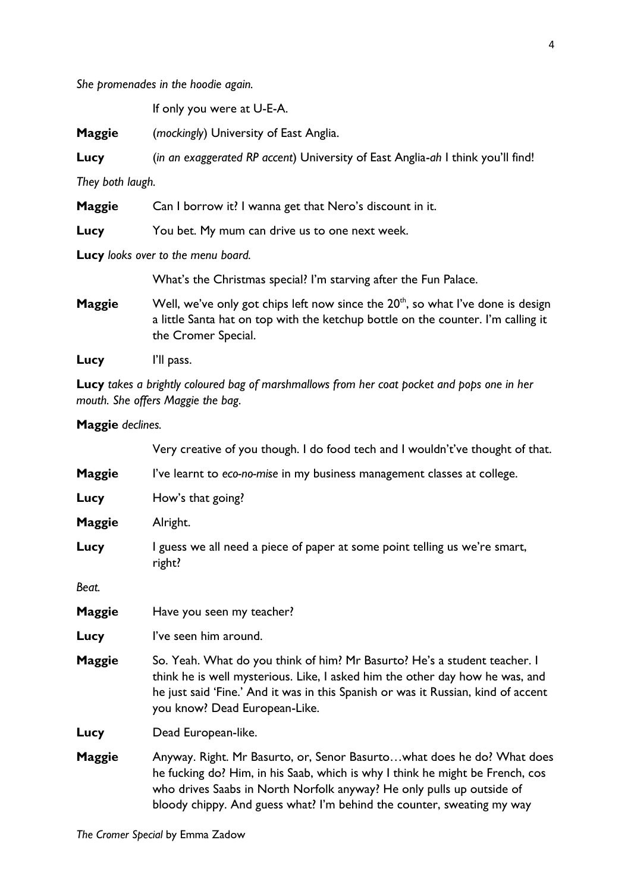*She promenades in the hoodie again.*

If only you were at U-E-A.

**Maggie** (*mockingly*) University of East Anglia.

**Lucy** (*in an exaggerated RP accent*) University of East Anglia-*ah* I think you'll find!

*They both laugh.*

**Maggie** Can I borrow it? I wanna get that Nero's discount in it.

**Lucy** You bet. My mum can drive us to one next week.

**Lucy** *looks over to the menu board.*

What's the Christmas special? I'm starving after the Fun Palace.

**Maggie** Well, we've only got chips left now since the 20th, so what I've done is design a little Santa hat on top with the ketchup bottle on the counter. I'm calling it the Cromer Special.

**Lucy** I'll pass.

**Lucy** *takes a brightly coloured bag of marshmallows from her coat pocket and pops one in her mouth. She offers Maggie the bag.*

**Maggie** *declines.*

Very creative of you though. I do food tech and I wouldn't've thought of that.

**Maggie** I've learnt to *eco-no-mise* in my business management classes at college.

**Lucy** How's that going?

**Maggie** Alright.

**Lucy** I guess we all need a piece of paper at some point telling us we're smart, right?

*Beat.*

**Maggie** Have you seen my teacher?

**Lucy** I've seen him around.

**Maggie** So. Yeah. What do you think of him? Mr Basurto? He's a student teacher. I think he is well mysterious. Like, I asked him the other day how he was, and he just said 'Fine.' And it was in this Spanish or was it Russian, kind of accent you know? Dead European-Like.

**Lucy** Dead European-like.

**Maggie** Anyway. Right. Mr Basurto, or, Senor Basurto…what does he do? What does he fucking do? Him, in his Saab, which is why I think he might be French, cos who drives Saabs in North Norfolk anyway? He only pulls up outside of bloody chippy. And guess what? I'm behind the counter, sweating my way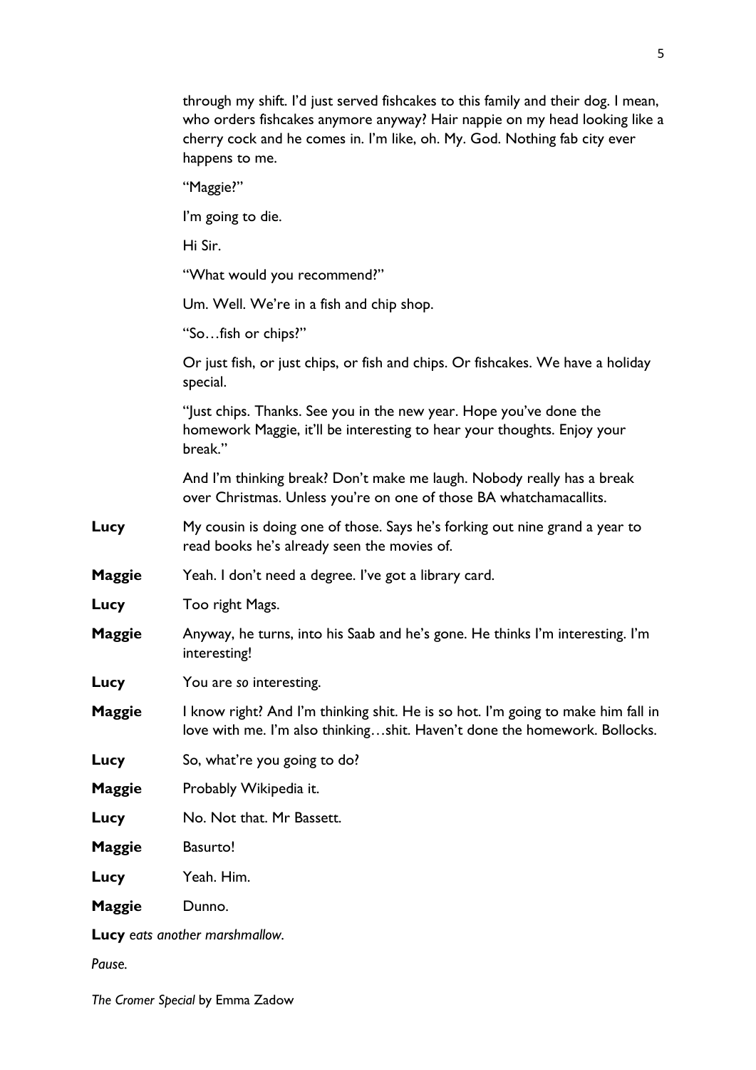through my shift. I'd just served fishcakes to this family and their dog. I mean, who orders fishcakes anymore anyway? Hair nappie on my head looking like a cherry cock and he comes in. I'm like, oh. My. God. Nothing fab city ever happens to me.

"Maggie?"

I'm going to die.

Hi Sir.

"What would you recommend?"

Um. Well. We're in a fish and chip shop.

"So…fish or chips?"

Or just fish, or just chips, or fish and chips. Or fishcakes. We have a holiday special.

"Just chips. Thanks. See you in the new year. Hope you've done the homework Maggie, it'll be interesting to hear your thoughts. Enjoy your break."

And I'm thinking break? Don't make me laugh. Nobody really has a break over Christmas. Unless you're on one of those BA whatchamacallits.

**Lucy** My cousin is doing one of those. Says he's forking out nine grand a year to read books he's already seen the movies of.

**Maggie** Yeah. I don't need a degree. I've got a library card.

**Lucy** Too right Mags.

**Maggie** Anyway, he turns, into his Saab and he's gone. He thinks I'm interesting. I'm interesting!

**Lucy** You are *so* interesting.

**Maggie** I know right? And I'm thinking shit. He is so hot. I'm going to make him fall in love with me. I'm also thinking…shit. Haven't done the homework. Bollocks.

**Lucy** So, what're you going to do?

**Maggie** Probably Wikipedia it.

**Lucy** No. Not that. Mr Bassett.

**Maggie** Basurto!

**Lucy** Yeah. Him.

**Maggie** Dunno.

**Lucy** *eats another marshmallow.*

*Pause.*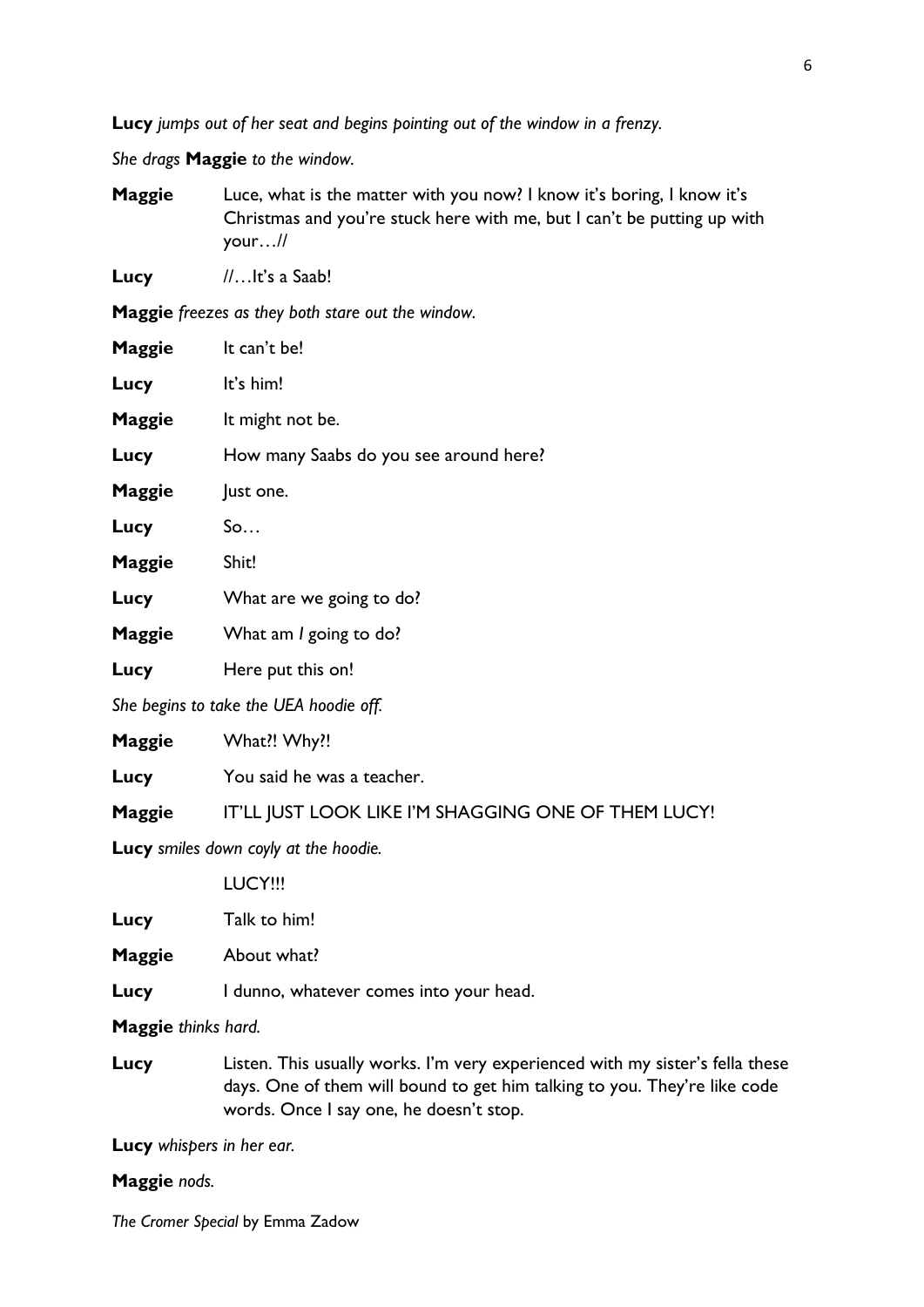**Lucy** *jumps out of her seat and begins pointing out of the window in a frenzy.*

*She drags* **Maggie** *to the window.*

**Maggie** Luce, what is the matter with you now? I know it's boring, I know it's Christmas and you're stuck here with me, but I can't be putting up with your…//

**Lucy** //…It's a Saab!

**Maggie** *freezes as they both stare out the window.*

**Maggie** It can't be!

**Lucy** It's him!

**Maggie** It might not be.

**Lucy** How many Saabs do you see around here?

**Maggie** Just one.

**Lucy** So…

**Maggie** Shit!

**Lucy** What are we going to do?

**Maggie** What am *I* going to do?

**Lucy** Here put this on!

*She begins to take the UEA hoodie off.*

**Maggie** What?! Why?!

**Lucy** You said he was a teacher.

**Maggie** IT'LL JUST LOOK LIKE I'M SHAGGING ONE OF THEM LUCY!

**Lucy** *smiles down coyly at the hoodie.*

LUCY!!!

**Lucy** Talk to him!

**Maggie** About what?

**Lucy** I dunno, whatever comes into your head.

**Maggie** *thinks hard.*

**Lucy** Listen. This usually works. I'm very experienced with my sister's fella these days. One of them will bound to get him talking to you. They're like code words. Once I say one, he doesn't stop.

**Lucy** *whispers in her ear.*

**Maggie** *nods.*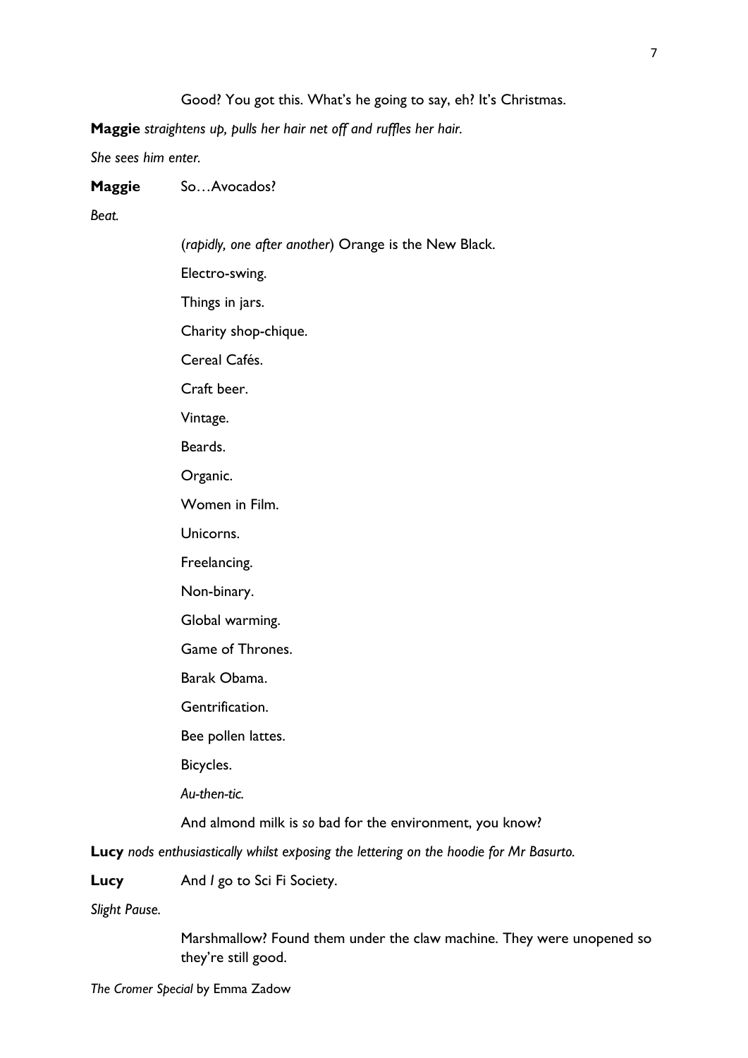Good? You got this. What's he going to say, eh? It's Christmas.

**Maggie** *straightens up, pulls her hair net off and ruffles her hair.*

*She sees him enter.*

**Maggie** So…Avocados?

*Beat.*

(*rapidly, one after another*) Orange is the New Black.

Electro-swing.

Things in jars.

Charity shop-chique.

Cereal Cafés.

Craft beer.

Vintage.

Beards.

Organic.

Women in Film.

Unicorns.

Freelancing.

Non-binary.

Global warming.

Game of Thrones.

Barak Obama.

Gentrification.

Bee pollen lattes.

Bicycles.

*Au-then-tic.*

And almond milk is *so* bad for the environment, you know?

**Lucy** *nods enthusiastically whilst exposing the lettering on the hoodie for Mr Basurto.*

**Lucy** And *I* go to Sci Fi Society.

*Slight Pause.*

Marshmallow? Found them under the claw machine. They were unopened so they're still good.

*The Cromer Special* by Emma Zadow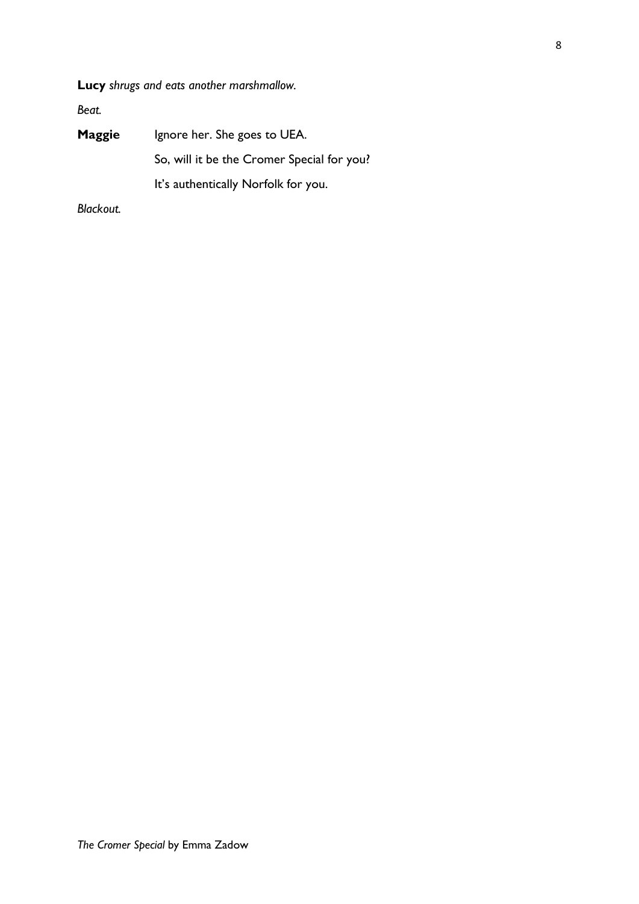**Lucy** *shrugs and eats another marshmallow.*

*Beat.*

**Maggie** Ignore her. She goes to UEA.

So, will it be the Cromer Special for you?

It's authentically Norfolk for you.

*Blackout.*